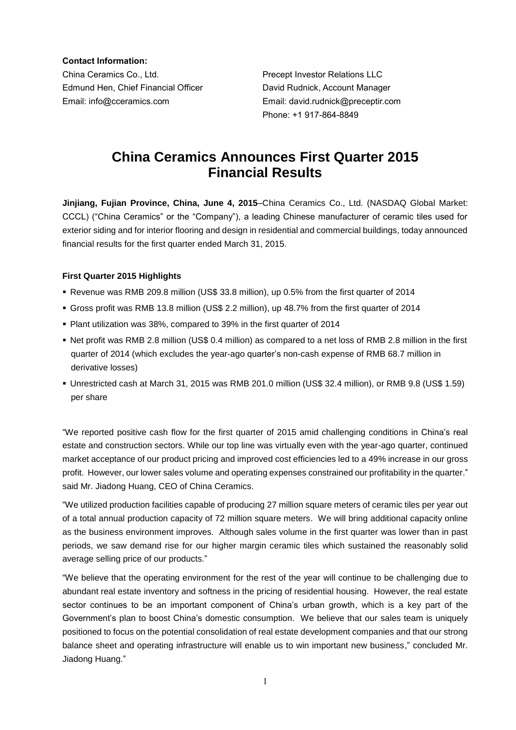**Contact Information:**

China Ceramics Co., Ltd.
Edmund Hen, Chief Financial Officer
Email: info@cceramics.com

Precept Investor Relations LLC
David Rudnick, Account Manager
Email: david.rudnick@preceptir.com
Phone: +1 917-864-8849

# China Ceramics Announces First Quarter 2015 Financial Results

**Jinjiang, Fujian Province, China, June 4, 2015**–China Ceramics Co., Ltd. (NASDAQ Global Market: CCCL) ("China Ceramics" or the "Company"), a leading Chinese manufacturer of ceramic tiles used for exterior siding and for interior flooring and design in residential and commercial buildings, today announced financial results for the first quarter ended March 31, 2015.

**First Quarter 2015 Highlights**

- Revenue was RMB 209.8 million (US$ 33.8 million), up 0.5% from the first quarter of 2014
- Gross profit was RMB 13.8 million (US$ 2.2 million), up 48.7% from the first quarter of 2014
- Plant utilization was 38%, compared to 39% in the first quarter of 2014
- Net profit was RMB 2.8 million (US$ 0.4 million) as compared to a net loss of RMB 2.8 million in the first quarter of 2014 (which excludes the year-ago quarter's non-cash expense of RMB 68.7 million in derivative losses)
- Unrestricted cash at March 31, 2015 was RMB 201.0 million (US$ 32.4 million), or RMB 9.8 (US$ 1.59) per share

"We reported positive cash flow for the first quarter of 2015 amid challenging conditions in China's real estate and construction sectors. While our top line was virtually even with the year-ago quarter, continued market acceptance of our product pricing and improved cost efficiencies led to a 49% increase in our gross profit. However, our lower sales volume and operating expenses constrained our profitability in the quarter." said Mr. Jiadong Huang, CEO of China Ceramics.

"We utilized production facilities capable of producing 27 million square meters of ceramic tiles per year out of a total annual production capacity of 72 million square meters. We will bring additional capacity online as the business environment improves. Although sales volume in the first quarter was lower than in past periods, we saw demand rise for our higher margin ceramic tiles which sustained the reasonably solid average selling price of our products."

"We believe that the operating environment for the rest of the year will continue to be challenging due to abundant real estate inventory and softness in the pricing of residential housing. However, the real estate sector continues to be an important component of China's urban growth, which is a key part of the Government's plan to boost China's domestic consumption. We believe that our sales team is uniquely positioned to focus on the potential consolidation of real estate development companies and that our strong balance sheet and operating infrastructure will enable us to win important new business," concluded Mr. Jiadong Huang."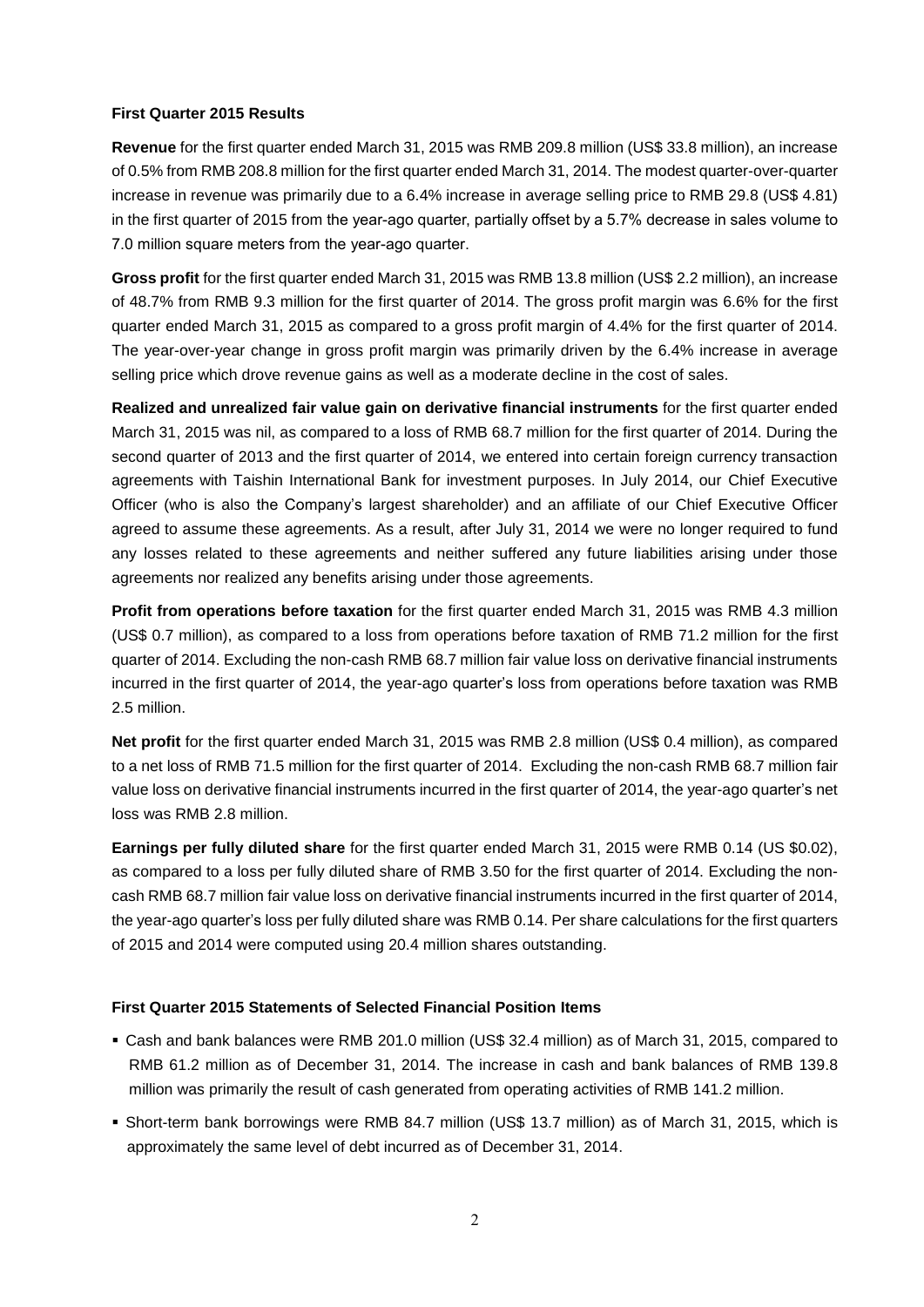**First Quarter 2015 Results**

**Revenue** for the first quarter ended March 31, 2015 was RMB 209.8 million (US$ 33.8 million), an increase of 0.5% from RMB 208.8 million for the first quarter ended March 31, 2014. The modest quarter-over-quarter increase in revenue was primarily due to a 6.4% increase in average selling price to RMB 29.8 (US$ 4.81) in the first quarter of 2015 from the year-ago quarter, partially offset by a 5.7% decrease in sales volume to 7.0 million square meters from the year-ago quarter.

**Gross profit** for the first quarter ended March 31, 2015 was RMB 13.8 million (US$ 2.2 million), an increase of 48.7% from RMB 9.3 million for the first quarter of 2014. The gross profit margin was 6.6% for the first quarter ended March 31, 2015 as compared to a gross profit margin of 4.4% for the first quarter of 2014. The year-over-year change in gross profit margin was primarily driven by the 6.4% increase in average selling price which drove revenue gains as well as a moderate decline in the cost of sales.

**Realized and unrealized fair value gain on derivative financial instruments** for the first quarter ended March 31, 2015 was nil, as compared to a loss of RMB 68.7 million for the first quarter of 2014. During the second quarter of 2013 and the first quarter of 2014, we entered into certain foreign currency transaction agreements with Taishin International Bank for investment purposes. In July 2014, our Chief Executive Officer (who is also the Company's largest shareholder) and an affiliate of our Chief Executive Officer agreed to assume these agreements. As a result, after July 31, 2014 we were no longer required to fund any losses related to these agreements and neither suffered any future liabilities arising under those agreements nor realized any benefits arising under those agreements.

**Profit from operations before taxation** for the first quarter ended March 31, 2015 was RMB 4.3 million (US$ 0.7 million), as compared to a loss from operations before taxation of RMB 71.2 million for the first quarter of 2014. Excluding the non-cash RMB 68.7 million fair value loss on derivative financial instruments incurred in the first quarter of 2014, the year-ago quarter's loss from operations before taxation was RMB 2.5 million.

**Net profit** for the first quarter ended March 31, 2015 was RMB 2.8 million (US$ 0.4 million), as compared to a net loss of RMB 71.5 million for the first quarter of 2014. Excluding the non-cash RMB 68.7 million fair value loss on derivative financial instruments incurred in the first quarter of 2014, the year-ago quarter's net loss was RMB 2.8 million.

**Earnings per fully diluted share** for the first quarter ended March 31, 2015 were RMB 0.14 (US $0.02), as compared to a loss per fully diluted share of RMB 3.50 for the first quarter of 2014. Excluding the non-cash RMB 68.7 million fair value loss on derivative financial instruments incurred in the first quarter of 2014, the year-ago quarter's loss per fully diluted share was RMB 0.14. Per share calculations for the first quarters of 2015 and 2014 were computed using 20.4 million shares outstanding.

**First Quarter 2015 Statements of Selected Financial Position Items**

- Cash and bank balances were RMB 201.0 million (US$ 32.4 million) as of March 31, 2015, compared to RMB 61.2 million as of December 31, 2014. The increase in cash and bank balances of RMB 139.8 million was primarily the result of cash generated from operating activities of RMB 141.2 million.
- Short-term bank borrowings were RMB 84.7 million (US$ 13.7 million) as of March 31, 2015, which is approximately the same level of debt incurred as of December 31, 2014.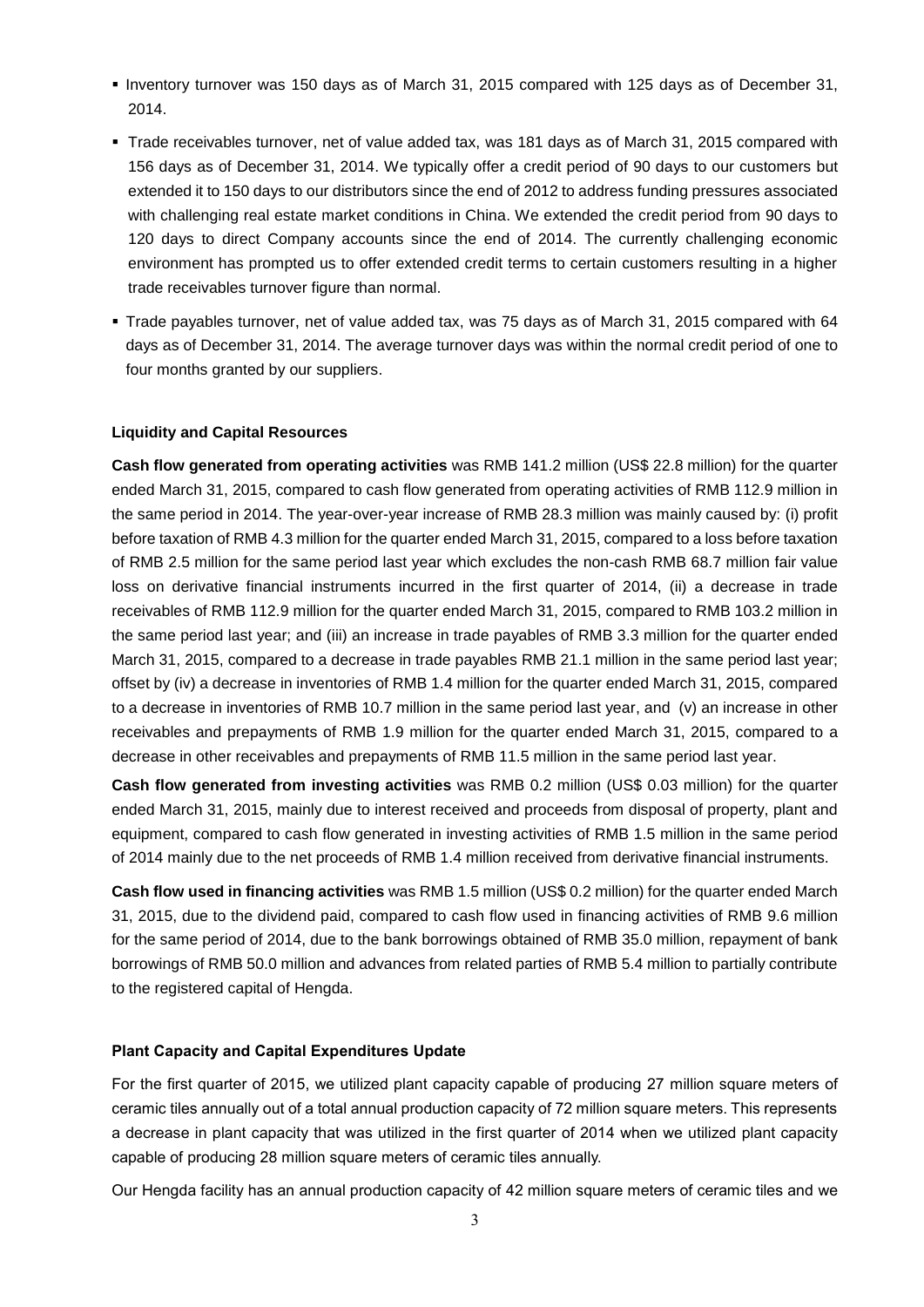- Inventory turnover was 150 days as of March 31, 2015 compared with 125 days as of December 31, 2014.
- Trade receivables turnover, net of value added tax, was 181 days as of March 31, 2015 compared with 156 days as of December 31, 2014. We typically offer a credit period of 90 days to our customers but extended it to 150 days to our distributors since the end of 2012 to address funding pressures associated with challenging real estate market conditions in China. We extended the credit period from 90 days to 120 days to direct Company accounts since the end of 2014. The currently challenging economic environment has prompted us to offer extended credit terms to certain customers resulting in a higher trade receivables turnover figure than normal.
- Trade payables turnover, net of value added tax, was 75 days as of March 31, 2015 compared with 64 days as of December 31, 2014. The average turnover days was within the normal credit period of one to four months granted by our suppliers.

**Liquidity and Capital Resources**

**Cash flow generated from operating activities** was RMB 141.2 million (US$ 22.8 million) for the quarter ended March 31, 2015, compared to cash flow generated from operating activities of RMB 112.9 million in the same period in 2014. The year-over-year increase of RMB 28.3 million was mainly caused by: (i) profit before taxation of RMB 4.3 million for the quarter ended March 31, 2015, compared to a loss before taxation of RMB 2.5 million for the same period last year which excludes the non-cash RMB 68.7 million fair value loss on derivative financial instruments incurred in the first quarter of 2014, (ii) a decrease in trade receivables of RMB 112.9 million for the quarter ended March 31, 2015, compared to RMB 103.2 million in the same period last year; and (iii) an increase in trade payables of RMB 3.3 million for the quarter ended March 31, 2015, compared to a decrease in trade payables RMB 21.1 million in the same period last year; offset by (iv) a decrease in inventories of RMB 1.4 million for the quarter ended March 31, 2015, compared to a decrease in inventories of RMB 10.7 million in the same period last year, and (v) an increase in other receivables and prepayments of RMB 1.9 million for the quarter ended March 31, 2015, compared to a decrease in other receivables and prepayments of RMB 11.5 million in the same period last year.

**Cash flow generated from investing activities** was RMB 0.2 million (US$ 0.03 million) for the quarter ended March 31, 2015, mainly due to interest received and proceeds from disposal of property, plant and equipment, compared to cash flow generated in investing activities of RMB 1.5 million in the same period of 2014 mainly due to the net proceeds of RMB 1.4 million received from derivative financial instruments.

**Cash flow used in financing activities** was RMB 1.5 million (US$ 0.2 million) for the quarter ended March 31, 2015, due to the dividend paid, compared to cash flow used in financing activities of RMB 9.6 million for the same period of 2014, due to the bank borrowings obtained of RMB 35.0 million, repayment of bank borrowings of RMB 50.0 million and advances from related parties of RMB 5.4 million to partially contribute to the registered capital of Hengda.

**Plant Capacity and Capital Expenditures Update**

For the first quarter of 2015, we utilized plant capacity capable of producing 27 million square meters of ceramic tiles annually out of a total annual production capacity of 72 million square meters. This represents a decrease in plant capacity that was utilized in the first quarter of 2014 when we utilized plant capacity capable of producing 28 million square meters of ceramic tiles annually.

Our Hengda facility has an annual production capacity of 42 million square meters of ceramic tiles and we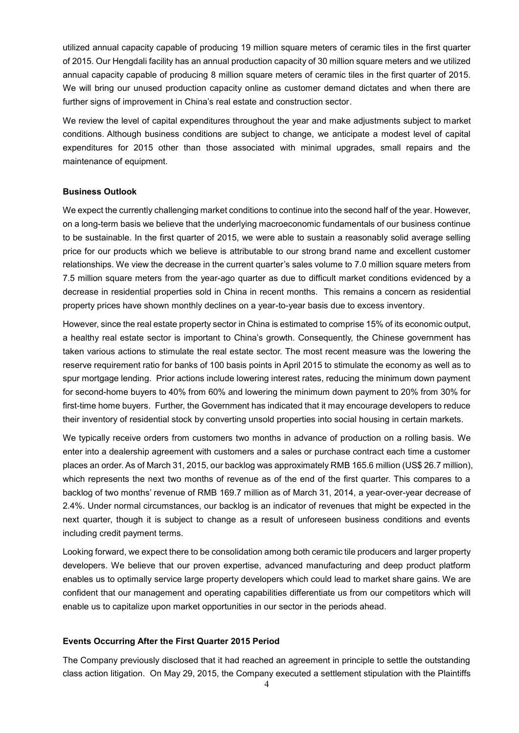utilized annual capacity capable of producing 19 million square meters of ceramic tiles in the first quarter of 2015. Our Hengdali facility has an annual production capacity of 30 million square meters and we utilized annual capacity capable of producing 8 million square meters of ceramic tiles in the first quarter of 2015. We will bring our unused production capacity online as customer demand dictates and when there are further signs of improvement in China's real estate and construction sector.

We review the level of capital expenditures throughout the year and make adjustments subject to market conditions. Although business conditions are subject to change, we anticipate a modest level of capital expenditures for 2015 other than those associated with minimal upgrades, small repairs and the maintenance of equipment.

**Business Outlook**

We expect the currently challenging market conditions to continue into the second half of the year. However, on a long-term basis we believe that the underlying macroeconomic fundamentals of our business continue to be sustainable. In the first quarter of 2015, we were able to sustain a reasonably solid average selling price for our products which we believe is attributable to our strong brand name and excellent customer relationships. We view the decrease in the current quarter's sales volume to 7.0 million square meters from 7.5 million square meters from the year-ago quarter as due to difficult market conditions evidenced by a decrease in residential properties sold in China in recent months. This remains a concern as residential property prices have shown monthly declines on a year-to-year basis due to excess inventory.

However, since the real estate property sector in China is estimated to comprise 15% of its economic output, a healthy real estate sector is important to China's growth. Consequently, the Chinese government has taken various actions to stimulate the real estate sector. The most recent measure was the lowering the reserve requirement ratio for banks of 100 basis points in April 2015 to stimulate the economy as well as to spur mortgage lending. Prior actions include lowering interest rates, reducing the minimum down payment for second-home buyers to 40% from 60% and lowering the minimum down payment to 20% from 30% for first-time home buyers. Further, the Government has indicated that it may encourage developers to reduce their inventory of residential stock by converting unsold properties into social housing in certain markets.

We typically receive orders from customers two months in advance of production on a rolling basis. We enter into a dealership agreement with customers and a sales or purchase contract each time a customer places an order. As of March 31, 2015, our backlog was approximately RMB 165.6 million (US$ 26.7 million), which represents the next two months of revenue as of the end of the first quarter. This compares to a backlog of two months' revenue of RMB 169.7 million as of March 31, 2014, a year-over-year decrease of 2.4%. Under normal circumstances, our backlog is an indicator of revenues that might be expected in the next quarter, though it is subject to change as a result of unforeseen business conditions and events including credit payment terms.

Looking forward, we expect there to be consolidation among both ceramic tile producers and larger property developers. We believe that our proven expertise, advanced manufacturing and deep product platform enables us to optimally service large property developers which could lead to market share gains. We are confident that our management and operating capabilities differentiate us from our competitors which will enable us to capitalize upon market opportunities in our sector in the periods ahead.

**Events Occurring After the First Quarter 2015 Period**

The Company previously disclosed that it had reached an agreement in principle to settle the outstanding class action litigation. On May 29, 2015, the Company executed a settlement stipulation with the Plaintiffs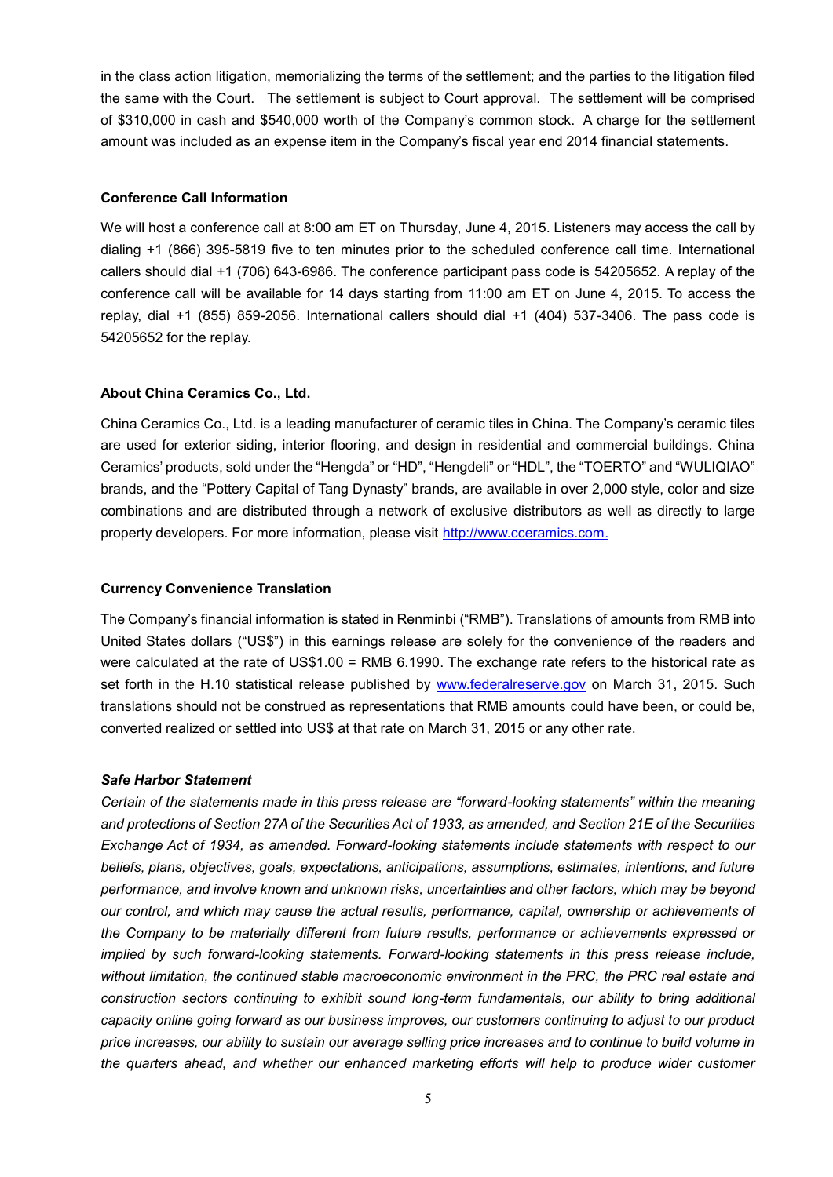in the class action litigation, memorializing the terms of the settlement; and the parties to the litigation filed the same with the Court. The settlement is subject to Court approval. The settlement will be comprised of $310,000 in cash and $540,000 worth of the Company's common stock. A charge for the settlement amount was included as an expense item in the Company's fiscal year end 2014 financial statements.

**Conference Call Information**

We will host a conference call at 8:00 am ET on Thursday, June 4, 2015. Listeners may access the call by dialing +1 (866) 395-5819 five to ten minutes prior to the scheduled conference call time. International callers should dial +1 (706) 643-6986. The conference participant pass code is 54205652. A replay of the conference call will be available for 14 days starting from 11:00 am ET on June 4, 2015. To access the replay, dial +1 (855) 859-2056. International callers should dial +1 (404) 537-3406. The pass code is 54205652 for the replay.

**About China Ceramics Co., Ltd.**

China Ceramics Co., Ltd. is a leading manufacturer of ceramic tiles in China. The Company's ceramic tiles are used for exterior siding, interior flooring, and design in residential and commercial buildings. China Ceramics' products, sold under the "Hengda" or "HD", "Hengdeli" or "HDL", the "TOERTO" and "WULIQIAO" brands, and the "Pottery Capital of Tang Dynasty" brands, are available in over 2,000 style, color and size combinations and are distributed through a network of exclusive distributors as well as directly to large property developers. For more information, please visit [http://www.cceramics.com.](http://www.cceramics.com)

**Currency Convenience Translation**

The Company's financial information is stated in Renminbi ("RMB"). Translations of amounts from RMB into United States dollars ("US$") in this earnings release are solely for the convenience of the readers and were calculated at the rate of US$1.00 = RMB 6.1990. The exchange rate refers to the historical rate as set forth in the H.10 statistical release published by [www.federalreserve.gov](http://www.federalreserve.gov) on March 31, 2015. Such translations should not be construed as representations that RMB amounts could have been, or could be, converted realized or settled into US$ at that rate on March 31, 2015 or any other rate.

***Safe Harbor Statement***

*Certain of the statements made in this press release are "forward-looking statements" within the meaning and protections of Section 27A of the Securities Act of 1933, as amended, and Section 21E of the Securities Exchange Act of 1934, as amended. Forward-looking statements include statements with respect to our beliefs, plans, objectives, goals, expectations, anticipations, assumptions, estimates, intentions, and future performance, and involve known and unknown risks, uncertainties and other factors, which may be beyond our control, and which may cause the actual results, performance, capital, ownership or achievements of the Company to be materially different from future results, performance or achievements expressed or implied by such forward-looking statements. Forward-looking statements in this press release include, without limitation, the continued stable macroeconomic environment in the PRC, the PRC real estate and construction sectors continuing to exhibit sound long-term fundamentals, our ability to bring additional capacity online going forward as our business improves, our customers continuing to adjust to our product price increases, our ability to sustain our average selling price increases and to continue to build volume in the quarters ahead, and whether our enhanced marketing efforts will help to produce wider customer*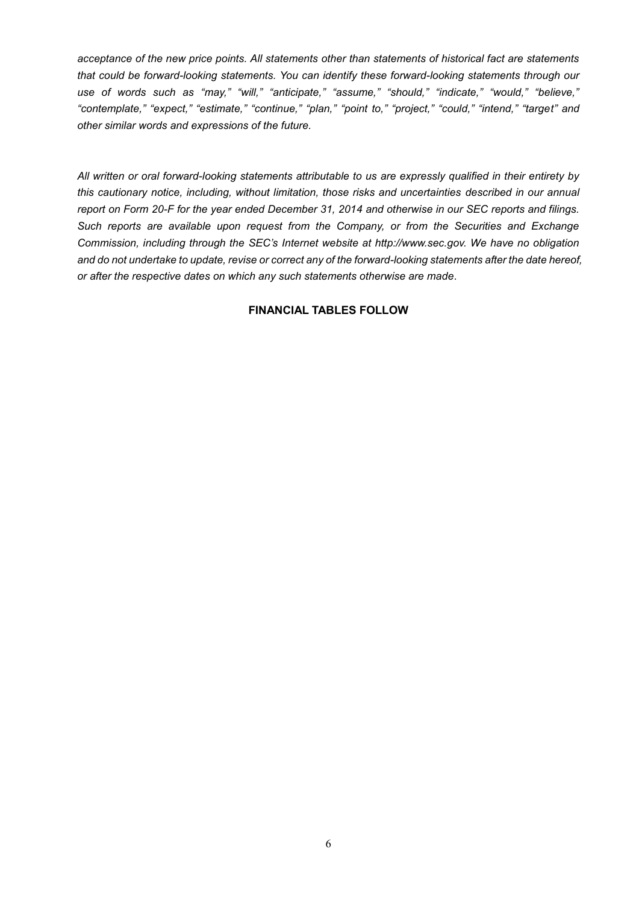*acceptance of the new price points. All statements other than statements of historical fact are statements that could be forward-looking statements. You can identify these forward-looking statements through our use of words such as "may," "will," "anticipate," "assume," "should," "indicate," "would," "believe," "contemplate," "expect," "estimate," "continue," "plan," "point to," "project," "could," "intend," "target" and other similar words and expressions of the future.*

*All written or oral forward-looking statements attributable to us are expressly qualified in their entirety by this cautionary notice, including, without limitation, those risks and uncertainties described in our annual report on Form 20-F for the year ended December 31, 2014 and otherwise in our SEC reports and filings. Such reports are available upon request from the Company, or from the Securities and Exchange Commission, including through the SEC's Internet website at http://www.sec.gov. We have no obligation and do not undertake to update, revise or correct any of the forward-looking statements after the date hereof, or after the respective dates on which any such statements otherwise are made.*

**FINANCIAL TABLES FOLLOW**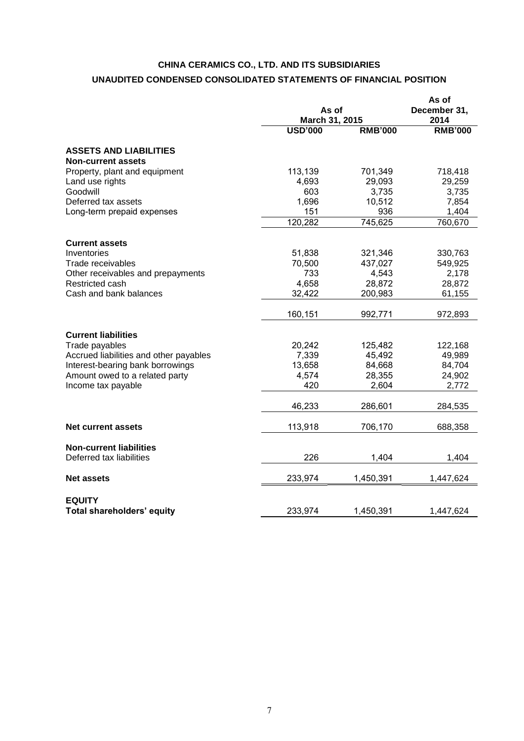**CHINA CERAMICS CO., LTD. AND ITS SUBSIDIARIES**

**UNAUDITED CONDENSED CONSOLIDATED STATEMENTS OF FINANCIAL POSITION**

| | As of March 31, 2015 | | As of December 31, 2014 |
|---|---|---|---|
| | **USD'000** | **RMB'000** | **RMB'000** |
| **ASSETS AND LIABILITIES** | | | |
| **Non-current assets** | | | |
| Property, plant and equipment | 113,139 | 701,349 | 718,418 |
| Land use rights | 4,693 | 29,093 | 29,259 |
| Goodwill | 603 | 3,735 | 3,735 |
| Deferred tax assets | 1,696 | 10,512 | 7,854 |
| Long-term prepaid expenses | 151 | 936 | 1,404 |
| | 120,282 | 745,625 | 760,670 |
| **Current assets** | | | |
| Inventories | 51,838 | 321,346 | 330,763 |
| Trade receivables | 70,500 | 437,027 | 549,925 |
| Other receivables and prepayments | 733 | 4,543 | 2,178 |
| Restricted cash | 4,658 | 28,872 | 28,872 |
| Cash and bank balances | 32,422 | 200,983 | 61,155 |
| | 160,151 | 992,771 | 972,893 |
| **Current liabilities** | | | |
| Trade payables | 20,242 | 125,482 | 122,168 |
| Accrued liabilities and other payables | 7,339 | 45,492 | 49,989 |
| Interest-bearing bank borrowings | 13,658 | 84,668 | 84,704 |
| Amount owed to a related party | 4,574 | 28,355 | 24,902 |
| Income tax payable | 420 | 2,604 | 2,772 |
| | 46,233 | 286,601 | 284,535 |
| **Net current assets** | 113,918 | 706,170 | 688,358 |
| **Non-current liabilities** | | | |
| Deferred tax liabilities | 226 | 1,404 | 1,404 |
| **Net assets** | 233,974 | 1,450,391 | 1,447,624 |
| **EQUITY** | | | |
| **Total shareholders' equity** | 233,974 | 1,450,391 | 1,447,624 |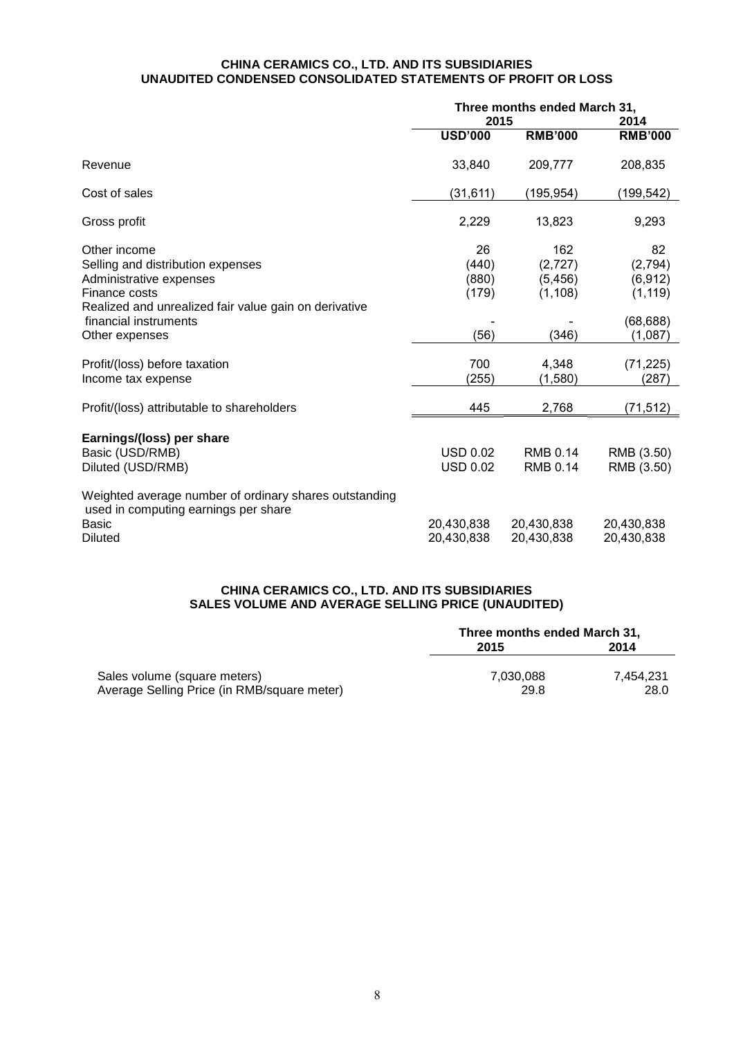**CHINA CERAMICS CO., LTD. AND ITS SUBSIDIARIES**
**UNAUDITED CONDENSED CONSOLIDATED STATEMENTS OF PROFIT OR LOSS**

| | Three months ended March 31, | | |
|---|---|---|---|
| | 2015 | | 2014 |
| | **USD'000** | **RMB'000** | **RMB'000** |
| Revenue | 33,840 | 209,777 | 208,835 |
| Cost of sales | (31,611) | (195,954) | (199,542) |
| Gross profit | 2,229 | 13,823 | 9,293 |
| Other income | 26 | 162 | 82 |
| Selling and distribution expenses | (440) | (2,727) | (2,794) |
| Administrative expenses | (880) | (5,456) | (6,912) |
| Finance costs | (179) | (1,108) | (1,119) |
| Realized and unrealized fair value gain on derivative financial instruments | - | - | (68,688) |
| Other expenses | (56) | (346) | (1,087) |
| Profit/(loss) before taxation | 700 | 4,348 | (71,225) |
| Income tax expense | (255) | (1,580) | (287) |
| Profit/(loss) attributable to shareholders | 445 | 2,768 | (71,512) |
| **Earnings/(loss) per share** | | | |
| Basic (USD/RMB) | USD 0.02 | RMB 0.14 | RMB (3.50) |
| Diluted (USD/RMB) | USD 0.02 | RMB 0.14 | RMB (3.50) |
| Weighted average number of ordinary shares outstanding used in computing earnings per share | | | |
| Basic | 20,430,838 | 20,430,838 | 20,430,838 |
| Diluted | 20,430,838 | 20,430,838 | 20,430,838 |

**CHINA CERAMICS CO., LTD. AND ITS SUBSIDIARIES**
**SALES VOLUME AND AVERAGE SELLING PRICE (UNAUDITED)**

| | Three months ended March 31, | |
|---|---|---|
| | 2015 | 2014 |
| Sales volume (square meters) | 7,030,088 | 7,454,231 |
| Average Selling Price (in RMB/square meter) | 29.8 | 28.0 |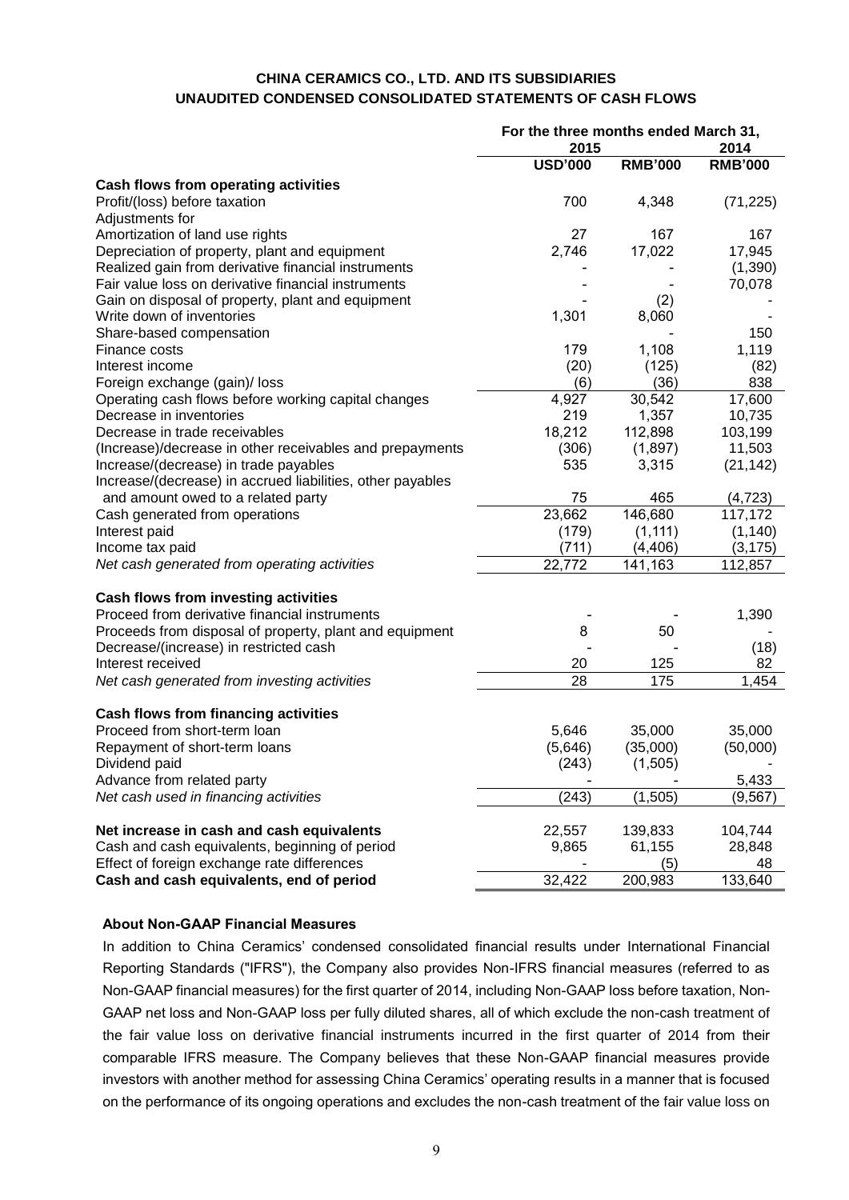**CHINA CERAMICS CO., LTD. AND ITS SUBSIDIARIES**
**UNAUDITED CONDENSED CONSOLIDATED STATEMENTS OF CASH FLOWS**

| | For the three months ended March 31, | | |
|---|---|---|---|
| | 2015 | | 2014 |
| | USD'000 | RMB'000 | RMB'000 |
| **Cash flows from operating activities** | | | |
| Profit/(loss) before taxation | 700 | 4,348 | (71,225) |
| Adjustments for | | | |
| Amortization of land use rights | 27 | 167 | 167 |
| Depreciation of property, plant and equipment | 2,746 | 17,022 | 17,945 |
| Realized gain from derivative financial instruments | - | - | (1,390) |
| Fair value loss on derivative financial instruments | - | - | 70,078 |
| Gain on disposal of property, plant and equipment | - | (2) | - |
| Write down of inventories | 1,301 | 8,060 | - |
| Share-based compensation | | - | 150 |
| Finance costs | 179 | 1,108 | 1,119 |
| Interest income | (20) | (125) | (82) |
| Foreign exchange (gain)/ loss | (6) | (36) | 838 |
| Operating cash flows before working capital changes | 4,927 | 30,542 | 17,600 |
| Decrease in inventories | 219 | 1,357 | 10,735 |
| Decrease in trade receivables | 18,212 | 112,898 | 103,199 |
| (Increase)/decrease in other receivables and prepayments | (306) | (1,897) | 11,503 |
| Increase/(decrease) in trade payables | 535 | 3,315 | (21,142) |
| Increase/(decrease) in accrued liabilities, other payables and amount owed to a related party | 75 | 465 | (4,723) |
| Cash generated from operations | 23,662 | 146,680 | 117,172 |
| Interest paid | (179) | (1,111) | (1,140) |
| Income tax paid | (711) | (4,406) | (3,175) |
| *Net cash generated from operating activities* | 22,772 | 141,163 | 112,857 |
| **Cash flows from investing activities** | | | |
| Proceed from derivative financial instruments | - | - | 1,390 |
| Proceeds from disposal of property, plant and equipment | 8 | 50 | - |
| Decrease/(increase) in restricted cash | - | - | (18) |
| Interest received | 20 | 125 | 82 |
| *Net cash generated from investing activities* | 28 | 175 | 1,454 |
| **Cash flows from financing activities** | | | |
| Proceed from short-term loan | 5,646 | 35,000 | 35,000 |
| Repayment of short-term loans | (5,646) | (35,000) | (50,000) |
| Dividend paid | (243) | (1,505) | - |
| Advance from related party | - | - | 5,433 |
| *Net cash used in financing activities* | (243) | (1,505) | (9,567) |
| **Net increase in cash and cash equivalents** | 22,557 | 139,833 | 104,744 |
| Cash and cash equivalents, beginning of period | 9,865 | 61,155 | 28,848 |
| Effect of foreign exchange rate differences | - | (5) | 48 |
| **Cash and cash equivalents, end of period** | 32,422 | 200,983 | 133,640 |

**About Non-GAAP Financial Measures**

In addition to China Ceramics' condensed consolidated financial results under International Financial Reporting Standards ("IFRS"), the Company also provides Non-IFRS financial measures (referred to as Non-GAAP financial measures) for the first quarter of 2014, including Non-GAAP loss before taxation, Non-GAAP net loss and Non-GAAP loss per fully diluted shares, all of which exclude the non-cash treatment of the fair value loss on derivative financial instruments incurred in the first quarter of 2014 from their comparable IFRS measure. The Company believes that these Non-GAAP financial measures provide investors with another method for assessing China Ceramics' operating results in a manner that is focused on the performance of its ongoing operations and excludes the non-cash treatment of the fair value loss on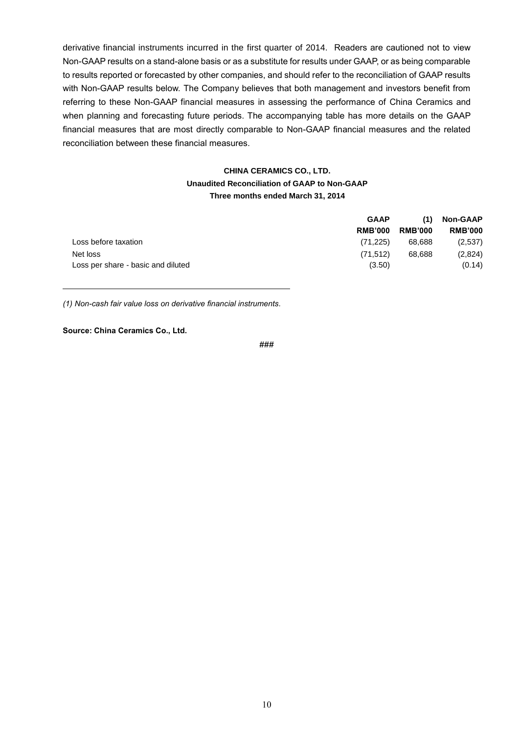derivative financial instruments incurred in the first quarter of 2014. Readers are cautioned not to view Non-GAAP results on a stand-alone basis or as a substitute for results under GAAP, or as being comparable to results reported or forecasted by other companies, and should refer to the reconciliation of GAAP results with Non-GAAP results below. The Company believes that both management and investors benefit from referring to these Non-GAAP financial measures in assessing the performance of China Ceramics and when planning and forecasting future periods. The accompanying table has more details on the GAAP financial measures that are most directly comparable to Non-GAAP financial measures and the related reconciliation between these financial measures.

**CHINA CERAMICS CO., LTD.**
**Unaudited Reconciliation of GAAP to Non-GAAP**
**Three months ended March 31, 2014**

| | **GAAP** | **(1)** | **Non-GAAP** |
|---|---|---|---|
| | **RMB'000** | **RMB'000** | **RMB'000** |
| Loss before taxation | (71,225) | 68,688 | (2,537) |
| Net loss | (71,512) | 68,688 | (2,824) |
| Loss per share - basic and diluted | (3.50) | | (0.14) |

*(1) Non-cash fair value loss on derivative financial instruments.*

**Source: China Ceramics Co., Ltd.**

###